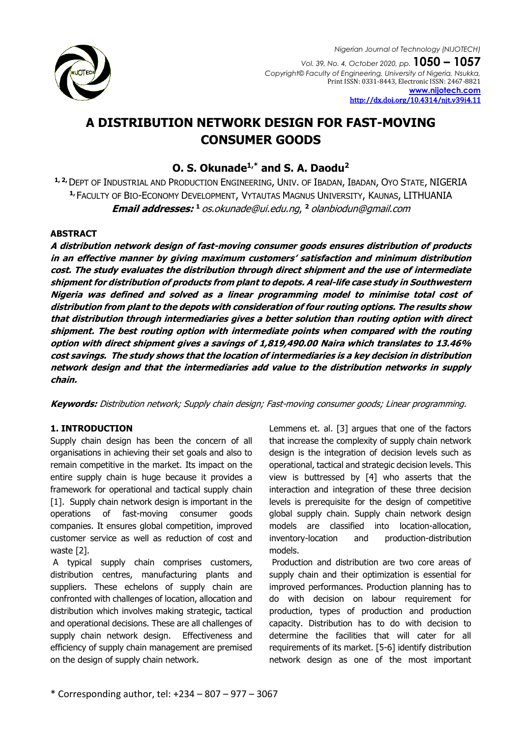# A DISTRIBUTION NETWORK DESIGN FOR FAST-MOVING CONSUMER GOODS

**O. S. Okunade[1,*] and S. A. Daodu[2]**

[1, 2] DEPT OF INDUSTRIAL AND PRODUCTION ENGINEERING, UNIV. OF IBADAN, IBADAN, OYO STATE, NIGERIA
[1] FACULTY OF BIO-ECONOMY DEVELOPMENT, VYTAUTAS MAGNUS UNIVERSITY, KAUNAS, LITHUANIA
***Email addresses:*** [1] *os.okunade@ui.edu.ng*, [2] *olanbiodun@gmail.com*

### ABSTRACT

***A distribution network design of fast-moving consumer goods ensures distribution of products in an effective manner by giving maximum customers' satisfaction and minimum distribution cost. The study evaluates the distribution through direct shipment and the use of intermediate shipment for distribution of products from plant to depots. A real-life case study in Southwestern Nigeria was defined and solved as a linear programming model to minimise total cost of distribution from plant to the depots with consideration of four routing options. The results show that distribution through intermediaries gives a better solution than routing option with direct shipment. The best routing option with intermediate points when compared with the routing option with direct shipment gives a savings of 1,819,490.00 Naira which translates to 13.46% cost savings. The study shows that the location of intermediaries is a key decision in distribution network design and that the intermediaries add value to the distribution networks in supply chain.***

***Keywords:*** *Distribution network; Supply chain design; Fast-moving consumer goods; Linear programming.*

### 1. INTRODUCTION

Supply chain design has been the concern of all organisations in achieving their set goals and also to remain competitive in the market. Its impact on the entire supply chain is huge because it provides a framework for operational and tactical supply chain [1]. Supply chain network design is important in the operations of fast-moving consumer goods companies. It ensures global competition, improved customer service as well as reduction of cost and waste [2].

A typical supply chain comprises customers, distribution centres, manufacturing plants and suppliers. These echelons of supply chain are confronted with challenges of location, allocation and distribution which involves making strategic, tactical and operational decisions. These are all challenges of supply chain network design. Effectiveness and efficiency of supply chain management are premised on the design of supply chain network.

Lemmens et. al. [3] argues that one of the factors that increase the complexity of supply chain network design is the integration of decision levels such as operational, tactical and strategic decision levels. This view is buttressed by [4] who asserts that the interaction and integration of these three decision levels is prerequisite for the design of competitive global supply chain. Supply chain network design models are classified into location-allocation, inventory-location and production-distribution models.

Production and distribution are two core areas of supply chain and their optimization is essential for improved performances. Production planning has to do with decision on labour requirement for production, types of production and production capacity. Distribution has to do with decision to determine the facilities that will cater for all requirements of its market. [5-6] identify distribution network design as one of the most important

\* Corresponding author, tel: +234 – 807 – 977 – 3067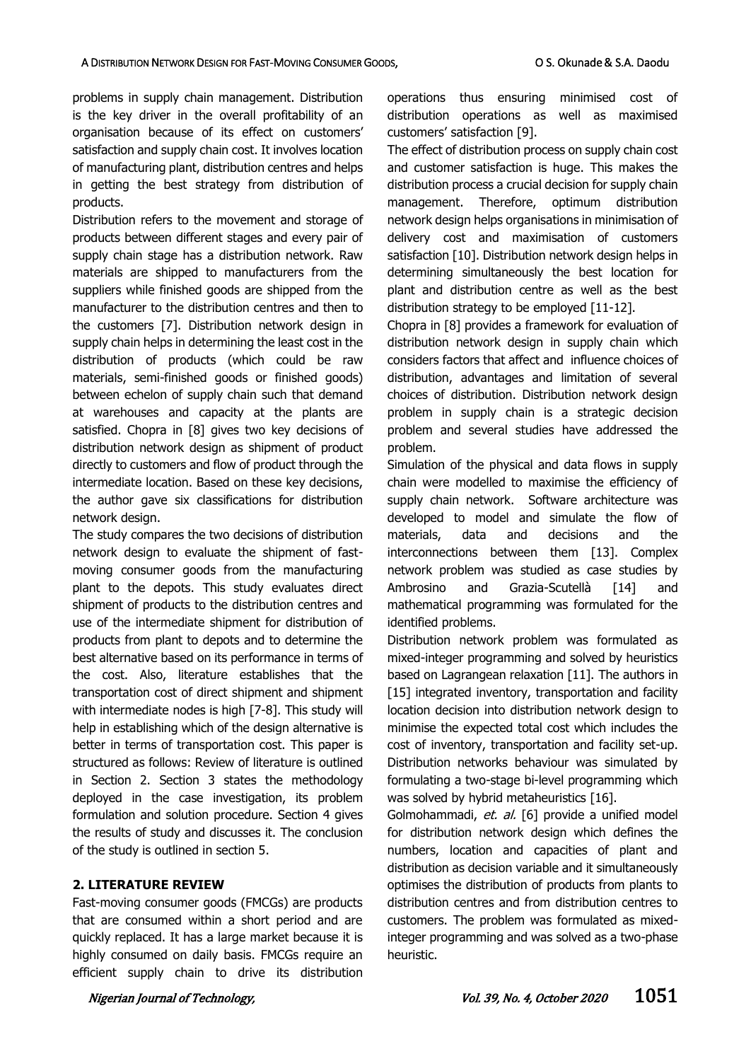problems in supply chain management. Distribution is the key driver in the overall profitability of an organisation because of its effect on customers' satisfaction and supply chain cost. It involves location of manufacturing plant, distribution centres and helps in getting the best strategy from distribution of products.

Distribution refers to the movement and storage of products between different stages and every pair of supply chain stage has a distribution network. Raw materials are shipped to manufacturers from the suppliers while finished goods are shipped from the manufacturer to the distribution centres and then to the customers [7]. Distribution network design in supply chain helps in determining the least cost in the distribution of products (which could be raw materials, semi-finished goods or finished goods) between echelon of supply chain such that demand at warehouses and capacity at the plants are satisfied. Chopra in [8] gives two key decisions of distribution network design as shipment of product directly to customers and flow of product through the intermediate location. Based on these key decisions, the author gave six classifications for distribution network design.

The study compares the two decisions of distribution network design to evaluate the shipment of fast-moving consumer goods from the manufacturing plant to the depots. This study evaluates direct shipment of products to the distribution centres and use of the intermediate shipment for distribution of products from plant to depots and to determine the best alternative based on its performance in terms of the cost. Also, literature establishes that the transportation cost of direct shipment and shipment with intermediate nodes is high [7-8]. This study will help in establishing which of the design alternative is better in terms of transportation cost. This paper is structured as follows: Review of literature is outlined in Section 2. Section 3 states the methodology deployed in the case investigation, its problem formulation and solution procedure. Section 4 gives the results of study and discusses it. The conclusion of the study is outlined in section 5.

## 2. LITERATURE REVIEW

Fast-moving consumer goods (FMCGs) are products that are consumed within a short period and are quickly replaced. It has a large market because it is highly consumed on daily basis. FMCGs require an efficient supply chain to drive its distribution operations thus ensuring minimised cost of distribution operations as well as maximised customers' satisfaction [9].

The effect of distribution process on supply chain cost and customer satisfaction is huge. This makes the distribution process a crucial decision for supply chain management. Therefore, optimum distribution network design helps organisations in minimisation of delivery cost and maximisation of customers satisfaction [10]. Distribution network design helps in determining simultaneously the best location for plant and distribution centre as well as the best distribution strategy to be employed [11-12].

Chopra in [8] provides a framework for evaluation of distribution network design in supply chain which considers factors that affect and influence choices of distribution, advantages and limitation of several choices of distribution. Distribution network design problem in supply chain is a strategic decision problem and several studies have addressed the problem.

Simulation of the physical and data flows in supply chain were modelled to maximise the efficiency of supply chain network. Software architecture was developed to model and simulate the flow of materials, data and decisions and the interconnections between them [13]. Complex network problem was studied as case studies by Ambrosino and Grazia-Scutellà [14] and mathematical programming was formulated for the identified problems.

Distribution network problem was formulated as mixed-integer programming and solved by heuristics based on Lagrangean relaxation [11]. The authors in [15] integrated inventory, transportation and facility location decision into distribution network design to minimise the expected total cost which includes the cost of inventory, transportation and facility set-up. Distribution networks behaviour was simulated by formulating a two-stage bi-level programming which was solved by hybrid metaheuristics [16].

Golmohammadi, *et. al.* [6] provide a unified model for distribution network design which defines the numbers, location and capacities of plant and distribution as decision variable and it simultaneously optimises the distribution of products from plants to distribution centres and from distribution centres to customers. The problem was formulated as mixed-integer programming and was solved as a two-phase heuristic.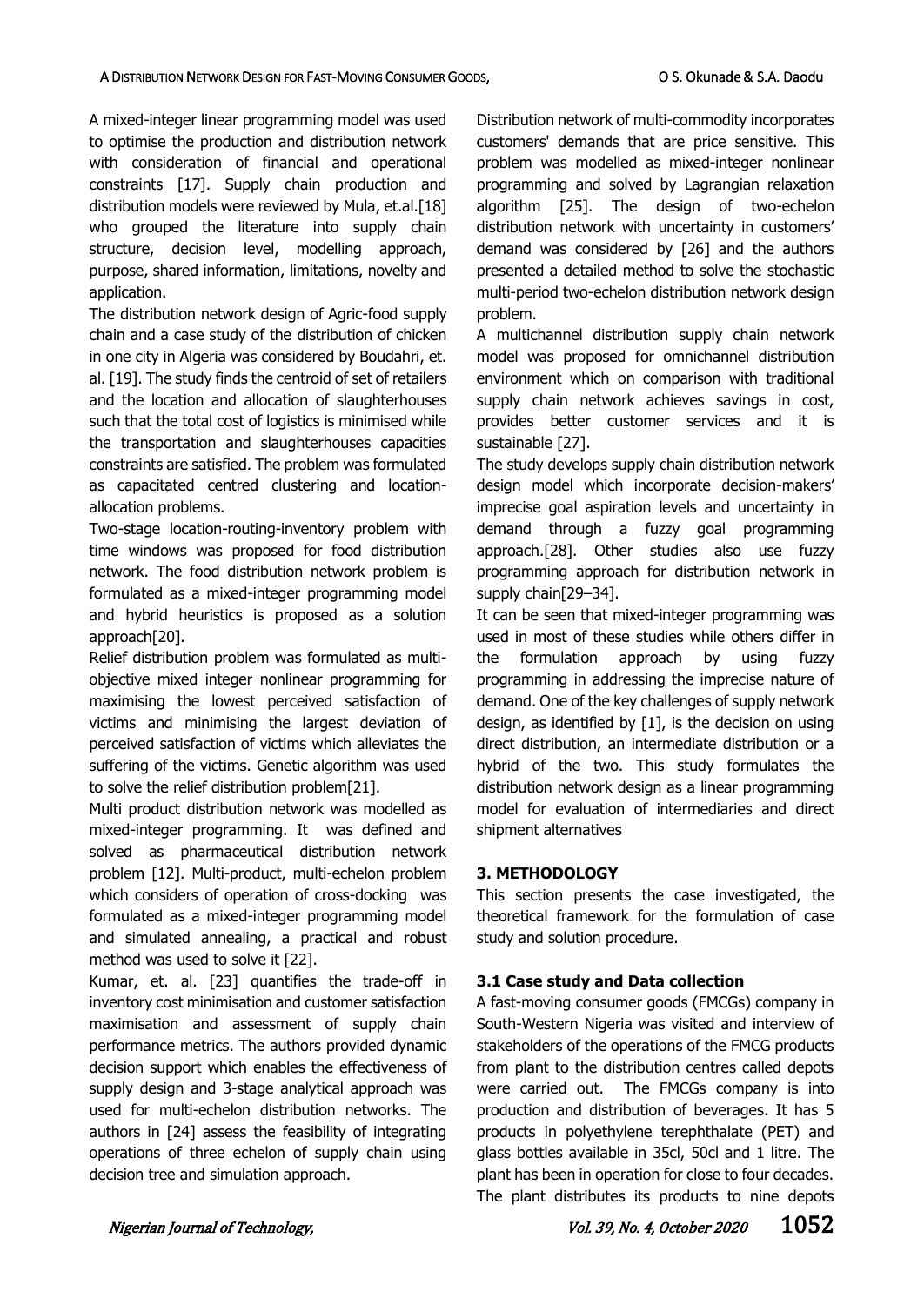A mixed-integer linear programming model was used to optimise the production and distribution network with consideration of financial and operational constraints [17]. Supply chain production and distribution models were reviewed by Mula, et.al.[18] who grouped the literature into supply chain structure, decision level, modelling approach, purpose, shared information, limitations, novelty and application.

The distribution network design of Agric-food supply chain and a case study of the distribution of chicken in one city in Algeria was considered by Boudahri, et. al. [19]. The study finds the centroid of set of retailers and the location and allocation of slaughterhouses such that the total cost of logistics is minimised while the transportation and slaughterhouses capacities constraints are satisfied. The problem was formulated as capacitated centred clustering and location-allocation problems.

Two-stage location-routing-inventory problem with time windows was proposed for food distribution network. The food distribution network problem is formulated as a mixed-integer programming model and hybrid heuristics is proposed as a solution approach[20].

Relief distribution problem was formulated as multi-objective mixed integer nonlinear programming for maximising the lowest perceived satisfaction of victims and minimising the largest deviation of perceived satisfaction of victims which alleviates the suffering of the victims. Genetic algorithm was used to solve the relief distribution problem[21].

Multi product distribution network was modelled as mixed-integer programming. It was defined and solved as pharmaceutical distribution network problem [12]. Multi-product, multi-echelon problem which considers of operation of cross-docking was formulated as a mixed-integer programming model and simulated annealing, a practical and robust method was used to solve it [22].

Kumar, et. al. [23] quantifies the trade-off in inventory cost minimisation and customer satisfaction maximisation and assessment of supply chain performance metrics. The authors provided dynamic decision support which enables the effectiveness of supply design and 3-stage analytical approach was used for multi-echelon distribution networks. The authors in [24] assess the feasibility of integrating operations of three echelon of supply chain using decision tree and simulation approach.

Distribution network of multi-commodity incorporates customers' demands that are price sensitive. This problem was modelled as mixed-integer nonlinear programming and solved by Lagrangian relaxation algorithm [25]. The design of two-echelon distribution network with uncertainty in customers' demand was considered by [26] and the authors presented a detailed method to solve the stochastic multi-period two-echelon distribution network design problem.

A multichannel distribution supply chain network model was proposed for omnichannel distribution environment which on comparison with traditional supply chain network achieves savings in cost, provides better customer services and it is sustainable [27].

The study develops supply chain distribution network design model which incorporate decision-makers' imprecise goal aspiration levels and uncertainty in demand through a fuzzy goal programming approach.[28]. Other studies also use fuzzy programming approach for distribution network in supply chain[29–34].

It can be seen that mixed-integer programming was used in most of these studies while others differ in the formulation approach by using fuzzy programming in addressing the imprecise nature of demand. One of the key challenges of supply network design, as identified by [1], is the decision on using direct distribution, an intermediate distribution or a hybrid of the two. This study formulates the distribution network design as a linear programming model for evaluation of intermediaries and direct shipment alternatives

## 3. METHODOLOGY

This section presents the case investigated, the theoretical framework for the formulation of case study and solution procedure.

### 3.1 Case study and Data collection

A fast-moving consumer goods (FMCGs) company in South-Western Nigeria was visited and interview of stakeholders of the operations of the FMCG products from plant to the distribution centres called depots were carried out. The FMCGs company is into production and distribution of beverages. It has 5 products in polyethylene terephthalate (PET) and glass bottles available in 35cl, 50cl and 1 litre. The plant has been in operation for close to four decades. The plant distributes its products to nine depots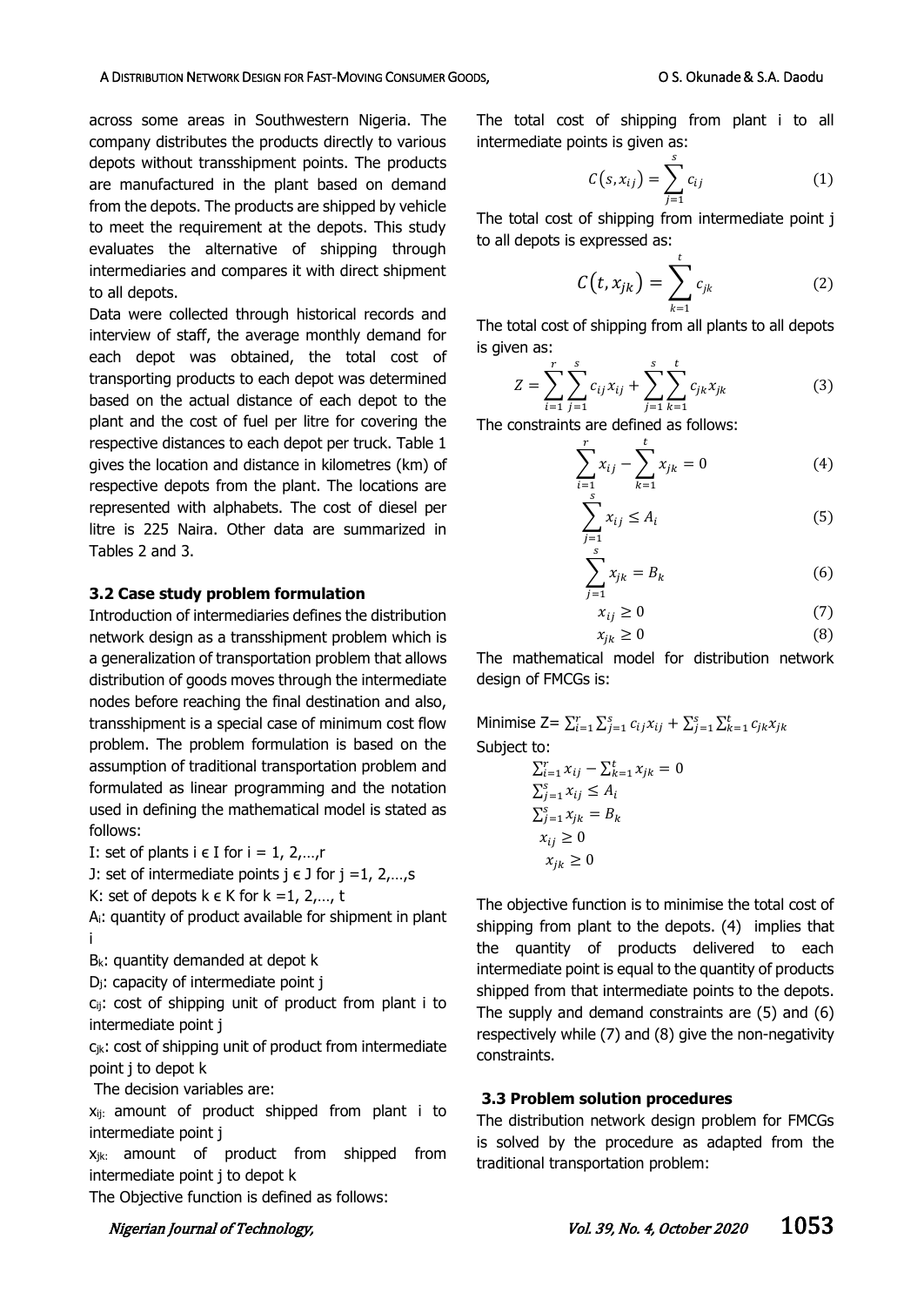across some areas in Southwestern Nigeria. The company distributes the products directly to various depots without transshipment points. The products are manufactured in the plant based on demand from the depots. The products are shipped by vehicle to meet the requirement at the depots. This study evaluates the alternative of shipping through intermediaries and compares it with direct shipment to all depots.

Data were collected through historical records and interview of staff, the average monthly demand for each depot was obtained, the total cost of transporting products to each depot was determined based on the actual distance of each depot to the plant and the cost of fuel per litre for covering the respective distances to each depot per truck. Table 1 gives the location and distance in kilometres (km) of respective depots from the plant. The locations are represented with alphabets. The cost of diesel per litre is 225 Naira. Other data are summarized in Tables 2 and 3.

### 3.2 Case study problem formulation

Introduction of intermediaries defines the distribution network design as a transshipment problem which is a generalization of transportation problem that allows distribution of goods moves through the intermediate nodes before reaching the final destination and also, transshipment is a special case of minimum cost flow problem. The problem formulation is based on the assumption of traditional transportation problem and formulated as linear programming and the notation used in defining the mathematical model is stated as follows:

I: set of plants $i \in I$ for $i = 1, 2, \ldots, r$

J: set of intermediate points $j \in J$ for $j = 1, 2, \ldots, s$

K: set of depots $k \in K$ for $k = 1, 2, \ldots, t$

$A_i$: quantity of product available for shipment in plant i

$B_k$: quantity demanded at depot k

$D_j$: capacity of intermediate point j

$c_{ij}$: cost of shipping unit of product from plant i to intermediate point j

$c_{jk}$: cost of shipping unit of product from intermediate point j to depot k

The decision variables are:

$x_{ij}$: amount of product shipped from plant i to intermediate point j

$x_{jk}$: amount of product from shipped from intermediate point j to depot k

The Objective function is defined as follows:

The total cost of shipping from plant i to all intermediate points is given as:

$$C(s, x_{ij}) = \sum_{j=1}^{s} c_{ij} \quad (1)$$

The total cost of shipping from intermediate point j to all depots is expressed as:

$$C(t, x_{jk}) = \sum_{k=1}^{t} c_{jk} \quad (2)$$

The total cost of shipping from all plants to all depots is given as:

$$Z = \sum_{i=1}^{r} \sum_{j=1}^{s} c_{ij} x_{ij} + \sum_{j=1}^{s} \sum_{k=1}^{t} c_{jk} x_{jk} \quad (3)$$

The constraints are defined as follows:

$$\sum_{i=1}^{r} x_{ij} - \sum_{k=1}^{t} x_{jk} = 0 \quad (4)$$

$$\sum_{j=1}^{s} x_{ij} \leq A_i \quad (5)$$

$$\sum_{j=1}^{s} x_{jk} = B_k \quad (6)$$

$$x_{ij} \geq 0 \quad (7)$$

$$x_{jk} \geq 0 \quad (8)$$

The mathematical model for distribution network design of FMCGs is:

Minimise $Z = \sum_{i=1}^{r} \sum_{j=1}^{s} c_{ij} x_{ij} + \sum_{j=1}^{s} \sum_{k=1}^{t} c_{jk} x_{jk}$

Subject to:

$$\sum_{i=1}^{r} x_{ij} - \sum_{k=1}^{t} x_{jk} = 0$$
$$\sum_{j=1}^{s} x_{ij} \leq A_i$$
$$\sum_{j=1}^{s} x_{jk} = B_k$$
$$x_{ij} \geq 0$$
$$x_{jk} \geq 0$$

The objective function is to minimise the total cost of shipping from plant to the depots. (4) implies that the quantity of products delivered to each intermediate point is equal to the quantity of products shipped from that intermediate points to the depots. The supply and demand constraints are (5) and (6) respectively while (7) and (8) give the non-negativity constraints.

### 3.3 Problem solution procedures

The distribution network design problem for FMCGs is solved by the procedure as adapted from the traditional transportation problem: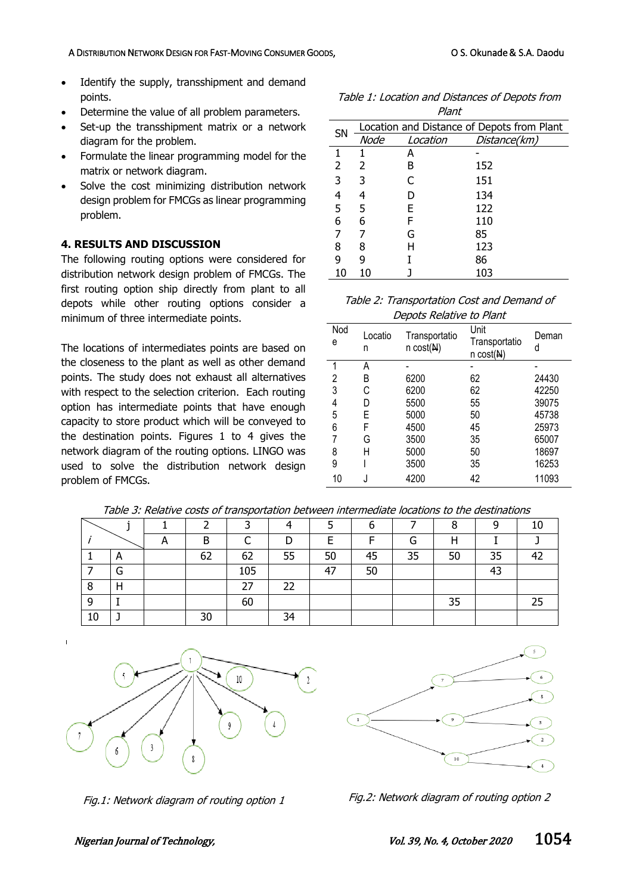- Identify the supply, transshipment and demand points.
- Determine the value of all problem parameters.
- Set-up the transshipment matrix or a network diagram for the problem.
- Formulate the linear programming model for the matrix or network diagram.
- Solve the cost minimizing distribution network design problem for FMCGs as linear programming problem.

## 4. RESULTS AND DISCUSSION

The following routing options were considered for distribution network design problem of FMCGs. The first routing option ship directly from plant to all depots while other routing options consider a minimum of three intermediate points.

The locations of intermediates points are based on the closeness to the plant as well as other demand points. The study does not exhaust all alternatives with respect to the selection criterion. Each routing option has intermediate points that have enough capacity to store product which will be conveyed to the destination points. Figures 1 to 4 gives the network diagram of the routing options. LINGO was used to solve the distribution network design problem of FMCGs.

*Table 1: Location and Distances of Depots from Plant*

| SN | Location and Distance of Depots from Plant | | |
|---|---|---|---|
| | *Node* | *Location* | *Distance(km)* |
| 1 | 1 | A | - |
| 2 | 2 | B | 152 |
| 3 | 3 | C | 151 |
| 4 | 4 | D | 134 |
| 5 | 5 | E | 122 |
| 6 | 6 | F | 110 |
| 7 | 7 | G | 85 |
| 8 | 8 | H | 123 |
| 9 | 9 | I | 86 |
| 10 | 10 | J | 103 |

*Table 2: Transportation Cost and Demand of Depots Relative to Plant*

| Node | Location | Transportation cost(₦) | Unit Transportation cost(₦) | Demand |
|---|---|---|---|---|
| 1 | A | - | - | - |
| 2 | B | 6200 | 62 | 24430 |
| 3 | C | 6200 | 62 | 42250 |
| 4 | D | 5500 | 55 | 39075 |
| 5 | E | 5000 | 50 | 45738 |
| 6 | F | 4500 | 45 | 25973 |
| 7 | G | 3500 | 35 | 65007 |
| 8 | H | 5000 | 50 | 18697 |
| 9 | I | 3500 | 35 | 16253 |
| 10 | J | 4200 | 42 | 11093 |

*Table 3: Relative costs of transportation between intermediate locations to the destinations*

| | j | 1 | 2 | 3 | 4 | 5 | 6 | 7 | 8 | 9 | 10 |
|---|---|---|---|---|---|---|---|---|---|---|---|
| *i* | | A | B | C | D | E | F | G | H | I | J |
| 1 | A | | 62 | 62 | 55 | 50 | 45 | 35 | 50 | 35 | 42 |
| 7 | G | | | 105 | | 47 | 50 | | | 43 | |
| 8 | H | | | 27 | 22 | | | | | | |
| 9 | I | | | 60 | | | | | 35 | | 25 |
| 10 | J | | 30 | | 34 | | | | | | |

*Fig.1: Network diagram of routing option 1*

*Fig.2: Network diagram of routing option 2*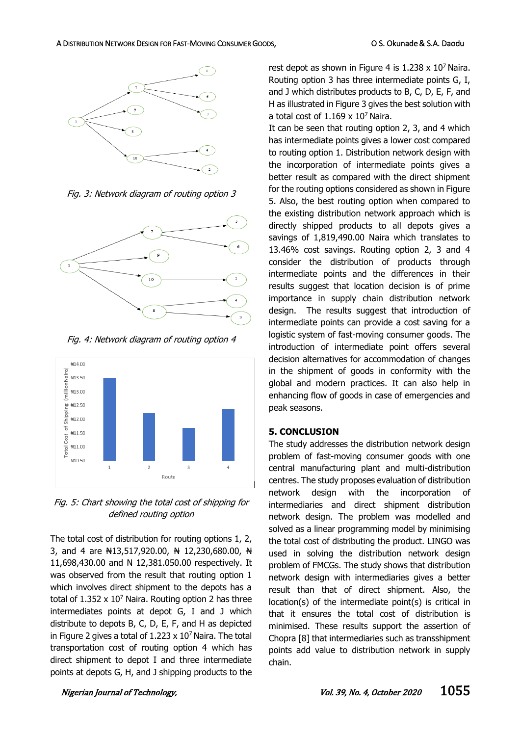Fig. 3: Network diagram of routing option 3

Fig. 4: Network diagram of routing option 4

Fig. 5: Chart showing the total cost of shipping for defined routing option

The total cost of distribution for routing options 1, 2, 3, and 4 are ₦13,517,920.00, ₦ 12,230,680.00, ₦ 11,698,430.00 and ₦ 12,381.050.00 respectively. It was observed from the result that routing option 1 which involves direct shipment to the depots has a total of $1.352 \times 10^7$ Naira. Routing option 2 has three intermediates points at depot G, I and J which distribute to depots B, C, D, E, F, and H as depicted in Figure 2 gives a total of $1.223 \times 10^7$ Naira. The total transportation cost of routing option 4 which has direct shipment to depot I and three intermediate points at depots G, H, and J shipping products to the rest depot as shown in Figure 4 is $1.238 \times 10^7$ Naira. Routing option 3 has three intermediate points G, I, and J which distributes products to B, C, D, E, F, and H as illustrated in Figure 3 gives the best solution with a total cost of $1.169 \times 10^7$ Naira.

It can be seen that routing option 2, 3, and 4 which has intermediate points gives a lower cost compared to routing option 1. Distribution network design with the incorporation of intermediate points gives a better result as compared with the direct shipment for the routing options considered as shown in Figure 5. Also, the best routing option when compared to the existing distribution network approach which is directly shipped products to all depots gives a savings of 1,819,490.00 Naira which translates to 13.46% cost savings. Routing option 2, 3 and 4 consider the distribution of products through intermediate points and the differences in their results suggest that location decision is of prime importance in supply chain distribution network design. The results suggest that introduction of intermediate points can provide a cost saving for a logistic system of fast-moving consumer goods. The introduction of intermediate point offers several decision alternatives for accommodation of changes in the shipment of goods in conformity with the global and modern practices. It can also help in enhancing flow of goods in case of emergencies and peak seasons.

## 5. CONCLUSION

The study addresses the distribution network design problem of fast-moving consumer goods with one central manufacturing plant and multi-distribution centres. The study proposes evaluation of distribution network design with the incorporation of intermediaries and direct shipment distribution network design. The problem was modelled and solved as a linear programming model by minimising the total cost of distributing the product. LINGO was used in solving the distribution network design problem of FMCGs. The study shows that distribution network design with intermediaries gives a better result than that of direct shipment. Also, the location(s) of the intermediate point(s) is critical in that it ensures the total cost of distribution is minimised. These results support the assertion of Chopra [8] that intermediaries such as transshipment points add value to distribution network in supply chain.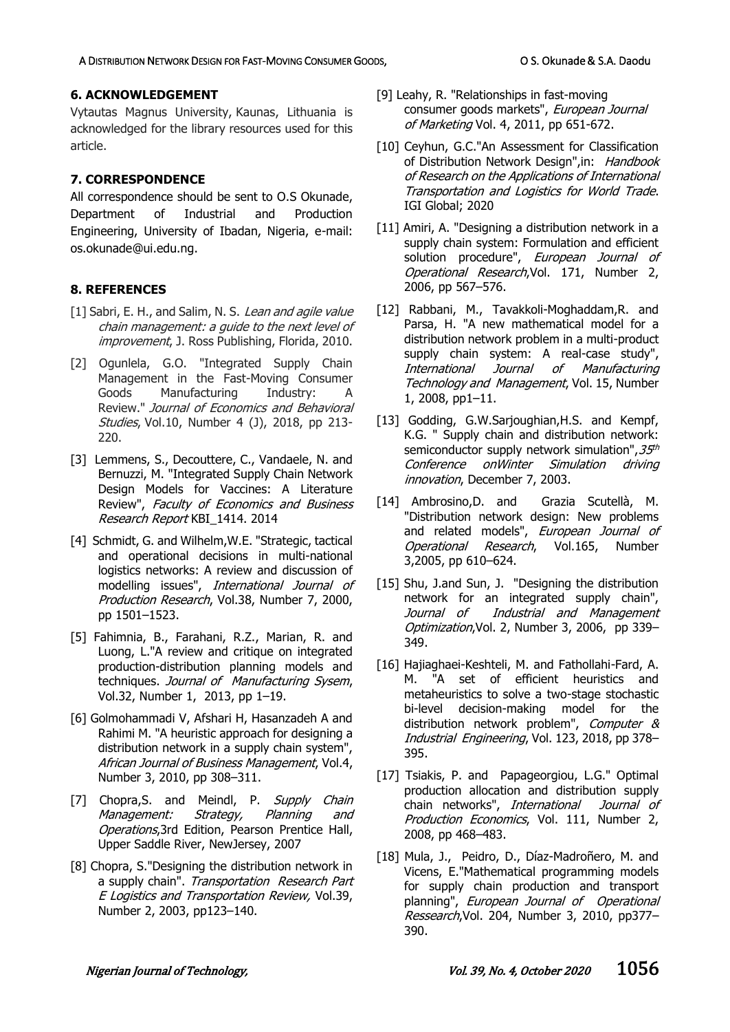## 6. ACKNOWLEDGEMENT

Vytautas Magnus University, Kaunas, Lithuania is acknowledged for the library resources used for this article.

## 7. CORRESPONDENCE

All correspondence should be sent to O.S Okunade, Department of Industrial and Production Engineering, University of Ibadan, Nigeria, e-mail: os.okunade@ui.edu.ng.

## 8. REFERENCES

[1] Sabri, E. H., and Salim, N. S. *Lean and agile value chain management: a guide to the next level of improvement*, J. Ross Publishing, Florida, 2010.

[2] Ogunlela, G.O. "Integrated Supply Chain Management in the Fast-Moving Consumer Goods Manufacturing Industry: A Review." *Journal of Economics and Behavioral Studies*, Vol.10, Number 4 (J), 2018, pp 213-220.

[3] Lemmens, S., Decouttere, C., Vandaele, N. and Bernuzzi, M. "Integrated Supply Chain Network Design Models for Vaccines: A Literature Review", *Faculty of Economics and Business Research Report* KBI_1414. 2014

[4] Schmidt, G. and Wilhelm,W.E. "Strategic, tactical and operational decisions in multi-national logistics networks: A review and discussion of modelling issues", *International Journal of Production Research*, Vol.38, Number 7, 2000, pp 1501–1523.

[5] Fahimnia, B., Farahani, R.Z., Marian, R. and Luong, L."A review and critique on integrated production-distribution planning models and techniques. *Journal of Manufacturing Sysem*, Vol.32, Number 1, 2013, pp 1–19.

[6] Golmohammadi V, Afshari H, Hasanzadeh A and Rahimi M. "A heuristic approach for designing a distribution network in a supply chain system", *African Journal of Business Management*, Vol.4, Number 3, 2010, pp 308–311.

[7] Chopra,S. and Meindl, P. *Supply Chain Management: Strategy, Planning and Operations*,3rd Edition, Pearson Prentice Hall, Upper Saddle River, NewJersey, 2007

[8] Chopra, S."Designing the distribution network in a supply chain". *Transportation Research Part E Logistics and Transportation Review,* Vol.39, Number 2, 2003, pp123–140.

[9] Leahy, R. "Relationships in fast-moving consumer goods markets", *European Journal of Marketing* Vol. 4, 2011, pp 651-672.

[10] Ceyhun, G.C."An Assessment for Classification of Distribution Network Design",in: *Handbook of Research on the Applications of International Transportation and Logistics for World Trade*. IGI Global; 2020

[11] Amiri, A. "Designing a distribution network in a supply chain system: Formulation and efficient solution procedure", *European Journal of Operational Research*,Vol. 171, Number 2, 2006, pp 567–576.

[12] Rabbani, M., Tavakkoli-Moghaddam,R. and Parsa, H. "A new mathematical model for a distribution network problem in a multi-product supply chain system: A real-case study", *International Journal of Manufacturing Technology and Management*, Vol. 15, Number 1, 2008, pp1–11.

[13] Godding, G.W.Sarjoughian,H.S. and Kempf, K.G. " Supply chain and distribution network: semiconductor supply network simulation",*35th Conference onWinter Simulation driving innovation*, December 7, 2003.

[14] Ambrosino,D. and Grazia Scutellà, M. "Distribution network design: New problems and related models", *European Journal of Operational Research*, Vol.165, Number 3,2005, pp 610–624.

[15] Shu, J.and Sun, J. "Designing the distribution network for an integrated supply chain", *Journal of Industrial and Management Optimization*,Vol. 2, Number 3, 2006, pp 339–349.

[16] Hajiaghaei-Keshteli, M. and Fathollahi-Fard, A. M. "A set of efficient heuristics and metaheuristics to solve a two-stage stochastic bi-level decision-making model for the distribution network problem", *Computer & Industrial Engineering*, Vol. 123, 2018, pp 378–395.

[17] Tsiakis, P. and Papageorgiou, L.G." Optimal production allocation and distribution supply chain networks", *International Journal of Production Economics*, Vol. 111, Number 2, 2008, pp 468–483.

[18] Mula, J., Peidro, D., Díaz-Madroñero, M. and Vicens, E."Mathematical programming models for supply chain production and transport planning", *European Journal of Operational Ressearch*,Vol. 204, Number 3, 2010, pp377–390.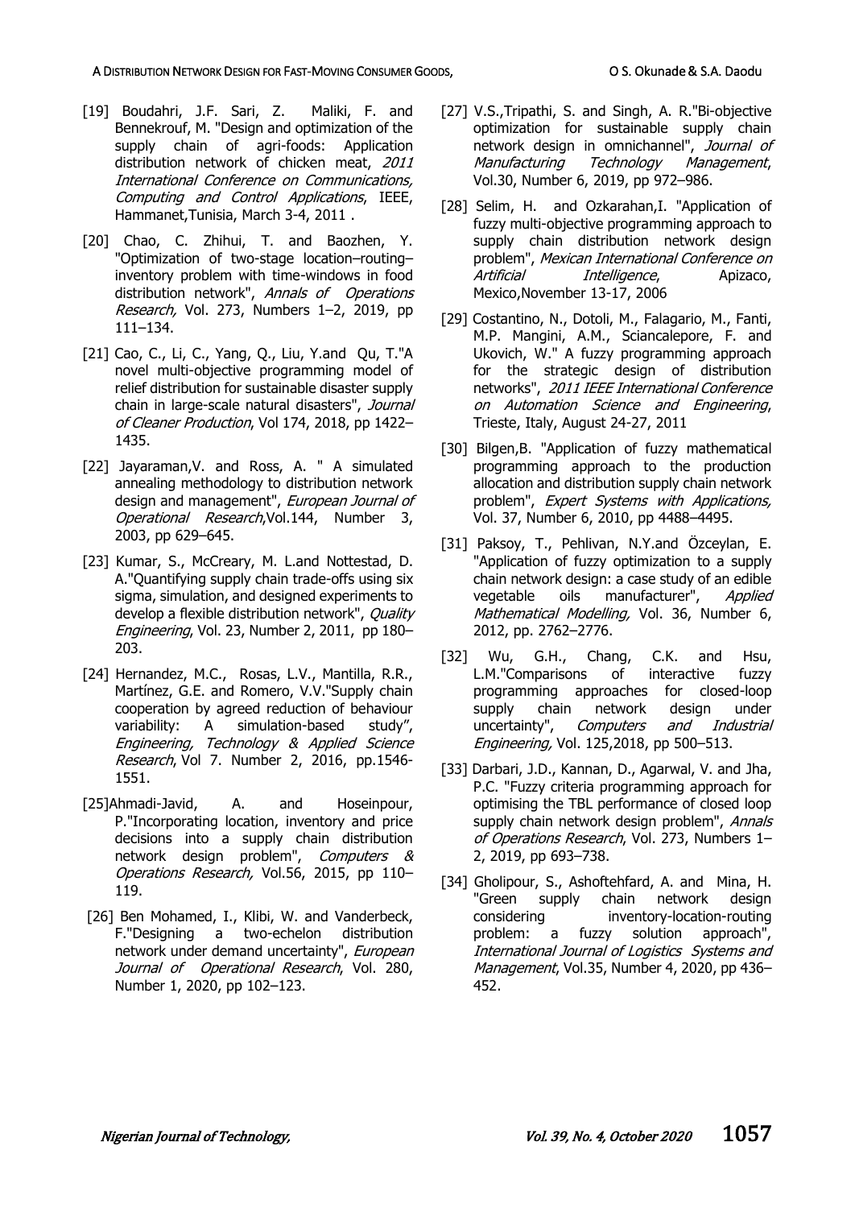[19] Boudahri, J.F. Sari, Z. Maliki, F. and Bennekrouf, M. "Design and optimization of the supply chain of agri-foods: Application distribution network of chicken meat, *2011 International Conference on Communications, Computing and Control Applications*, IEEE, Hammanet,Tunisia, March 3-4, 2011 .

[20] Chao, C. Zhihui, T. and Baozhen, Y. "Optimization of two-stage location–routing–inventory problem with time-windows in food distribution network", *Annals of Operations Research,* Vol. 273, Numbers 1–2, 2019, pp 111–134.

[21] Cao, C., Li, C., Yang, Q., Liu, Y.and Qu, T."A novel multi-objective programming model of relief distribution for sustainable disaster supply chain in large-scale natural disasters", *Journal of Cleaner Production*, Vol 174, 2018, pp 1422–1435.

[22] Jayaraman,V. and Ross, A. " A simulated annealing methodology to distribution network design and management", *European Journal of Operational Research*,Vol.144, Number 3, 2003, pp 629–645.

[23] Kumar, S., McCreary, M. L.and Nottestad, D. A."Quantifying supply chain trade-offs using six sigma, simulation, and designed experiments to develop a flexible distribution network", *Quality Engineering*, Vol. 23, Number 2, 2011, pp 180–203.

[24] Hernandez, M.C., Rosas, L.V., Mantilla, R.R., Martínez, G.E. and Romero, V.V."Supply chain cooperation by agreed reduction of behaviour variability: A simulation-based study", *Engineering, Technology & Applied Science Research*, Vol 7. Number 2, 2016, pp.1546-1551.

[25]Ahmadi-Javid, A. and Hoseinpour, P."Incorporating location, inventory and price decisions into a supply chain distribution network design problem", *Computers & Operations Research,* Vol.56, 2015, pp 110–119.

[26] Ben Mohamed, I., Klibi, W. and Vanderbeck, F."Designing a two-echelon distribution network under demand uncertainty", *European Journal of Operational Research*, Vol. 280, Number 1, 2020, pp 102–123.

[27] V.S.,Tripathi, S. and Singh, A. R."Bi-objective optimization for sustainable supply chain network design in omnichannel", *Journal of Manufacturing Technology Management*, Vol.30, Number 6, 2019, pp 972–986.

[28] Selim, H. and Ozkarahan,I. "Application of fuzzy multi-objective programming approach to supply chain distribution network design problem", *Mexican International Conference on Artificial Intelligence*, Apizaco, Mexico,November 13-17, 2006

[29] Costantino, N., Dotoli, M., Falagario, M., Fanti, M.P. Mangini, A.M., Sciancalepore, F. and Ukovich, W." A fuzzy programming approach for the strategic design of distribution networks", *2011 IEEE International Conference on Automation Science and Engineering*, Trieste, Italy, August 24-27, 2011

[30] Bilgen,B. "Application of fuzzy mathematical programming approach to the production allocation and distribution supply chain network problem", *Expert Systems with Applications,* Vol. 37, Number 6, 2010, pp 4488–4495.

[31] Paksoy, T., Pehlivan, N.Y.and Özceylan, E. "Application of fuzzy optimization to a supply chain network design: a case study of an edible vegetable oils manufacturer", *Applied Mathematical Modelling,* Vol. 36, Number 6, 2012, pp. 2762–2776.

[32] Wu, G.H., Chang, C.K. and Hsu, L.M."Comparisons of interactive fuzzy programming approaches for closed-loop supply chain network design under uncertainty", *Computers and Industrial Engineering,* Vol. 125,2018, pp 500–513.

[33] Darbari, J.D., Kannan, D., Agarwal, V. and Jha, P.C. "Fuzzy criteria programming approach for optimising the TBL performance of closed loop supply chain network design problem", *Annals of Operations Research*, Vol. 273, Numbers 1–2, 2019, pp 693–738.

[34] Gholipour, S., Ashoftehfard, A. and Mina, H. "Green supply chain network design considering inventory-location-routing problem: a fuzzy solution approach", *International Journal of Logistics Systems and Management*, Vol.35, Number 4, 2020, pp 436–452.